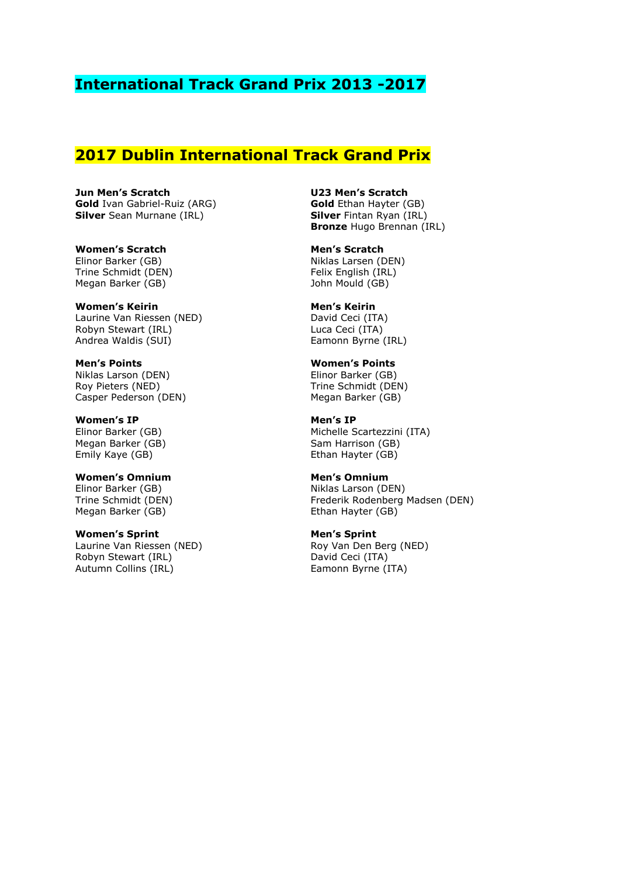# International Track Grand Prix 2013 -2017

## 2017 Dublin International Track Grand Prix

**Jun Men's Scratch**
**Gold** Ivan Gabriel-Ruiz (ARG)
**Silver** Sean Murnane (IRL)

**U23 Men's Scratch**
**Gold** Ethan Hayter (GB)
**Silver** Fintan Ryan (IRL)
**Bronze** Hugo Brennan (IRL)

**Women's Scratch**
Elinor Barker (GB)
Trine Schmidt (DEN)
Megan Barker (GB)

**Men's Scratch**
Niklas Larsen (DEN)
Felix English (IRL)
John Mould (GB)

**Women's Keirin**
Laurine Van Riessen (NED)
Robyn Stewart (IRL)
Andrea Waldis (SUI)

**Men's Keirin**
David Ceci (ITA)
Luca Ceci (ITA)
Eamonn Byrne (IRL)

**Men's Points**
Niklas Larson (DEN)
Roy Pieters (NED)
Casper Pederson (DEN)

**Women's Points**
Elinor Barker (GB)
Trine Schmidt (DEN)
Megan Barker (GB)

**Women's IP**
Elinor Barker (GB)
Megan Barker (GB)
Emily Kaye (GB)

**Men's IP**
Michelle Scartezzini (ITA)
Sam Harrison (GB)
Ethan Hayter (GB)

**Women's Omnium**
Elinor Barker (GB)
Trine Schmidt (DEN)
Megan Barker (GB)

**Men's Omnium**
Niklas Larson (DEN)
Frederik Rodenberg Madsen (DEN)
Ethan Hayter (GB)

**Women's Sprint**
Laurine Van Riessen (NED)
Robyn Stewart (IRL)
Autumn Collins (IRL)

**Men's Sprint**
Roy Van Den Berg (NED)
David Ceci (ITA)
Eamonn Byrne (ITA)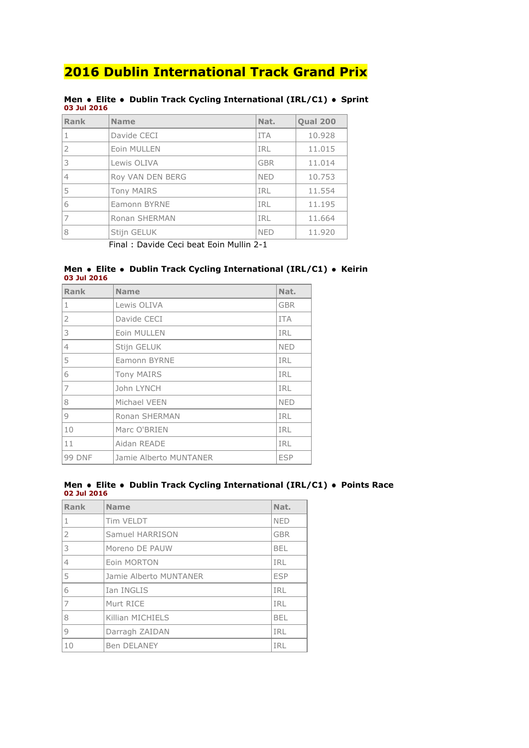# 2016 Dublin International Track Grand Prix

**Men • Elite • Dublin Track Cycling International (IRL/C1) • Sprint**
**03 Jul 2016**

| Rank | Name | Nat. | Qual 200 |
|---|---|---|---|
| 1 | Davide CECI | ITA | 10.928 |
| 2 | Eoin MULLEN | IRL | 11.015 |
| 3 | Lewis OLIVA | GBR | 11.014 |
| 4 | Roy VAN DEN BERG | NED | 10.753 |
| 5 | Tony MAIRS | IRL | 11.554 |
| 6 | Eamonn BYRNE | IRL | 11.195 |
| 7 | Ronan SHERMAN | IRL | 11.664 |
| 8 | Stijn GELUK | NED | 11.920 |

Final : Davide Ceci beat Eoin Mullin 2-1

**Men • Elite • Dublin Track Cycling International (IRL/C1) • Keirin**
**03 Jul 2016**

| Rank | Name | Nat. |
|---|---|---|
| 1 | Lewis OLIVA | GBR |
| 2 | Davide CECI | ITA |
| 3 | Eoin MULLEN | IRL |
| 4 | Stijn GELUK | NED |
| 5 | Eamonn BYRNE | IRL |
| 6 | Tony MAIRS | IRL |
| 7 | John LYNCH | IRL |
| 8 | Michael VEEN | NED |
| 9 | Ronan SHERMAN | IRL |
| 10 | Marc O'BRIEN | IRL |
| 11 | Aidan READE | IRL |
| 99 DNF | Jamie Alberto MUNTANER | ESP |

**Men • Elite • Dublin Track Cycling International (IRL/C1) • Points Race**
**02 Jul 2016**

| Rank | Name | Nat. |
|---|---|---|
| 1 | Tim VELDT | NED |
| 2 | Samuel HARRISON | GBR |
| 3 | Moreno DE PAUW | BEL |
| 4 | Eoin MORTON | IRL |
| 5 | Jamie Alberto MUNTANER | ESP |
| 6 | Ian INGLIS | IRL |
| 7 | Murt RICE | IRL |
| 8 | Killian MICHIELS | BEL |
| 9 | Darragh ZAIDAN | IRL |
| 10 | Ben DELANEY | IRL |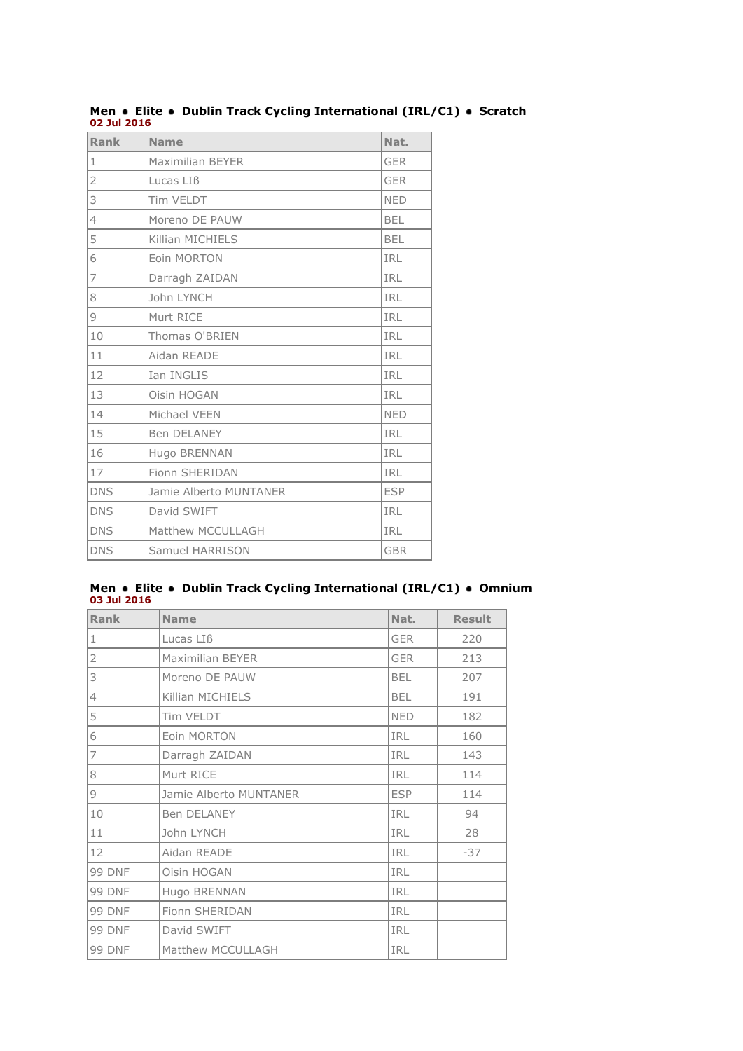**Men • Elite • Dublin Track Cycling International (IRL/C1) • Scratch**
**02 Jul 2016**

| Rank | Name | Nat. |
|---|---|---|
| 1 | Maximilian BEYER | GER |
| 2 | Lucas LIß | GER |
| 3 | Tim VELDT | NED |
| 4 | Moreno DE PAUW | BEL |
| 5 | Killian MICHIELS | BEL |
| 6 | Eoin MORTON | IRL |
| 7 | Darragh ZAIDAN | IRL |
| 8 | John LYNCH | IRL |
| 9 | Murt RICE | IRL |
| 10 | Thomas O'BRIEN | IRL |
| 11 | Aidan READE | IRL |
| 12 | Ian INGLIS | IRL |
| 13 | Oisin HOGAN | IRL |
| 14 | Michael VEEN | NED |
| 15 | Ben DELANEY | IRL |
| 16 | Hugo BRENNAN | IRL |
| 17 | Fionn SHERIDAN | IRL |
| DNS | Jamie Alberto MUNTANER | ESP |
| DNS | David SWIFT | IRL |
| DNS | Matthew MCCULLAGH | IRL |
| DNS | Samuel HARRISON | GBR |

**Men • Elite • Dublin Track Cycling International (IRL/C1) • Omnium**
**03 Jul 2016**

| Rank | Name | Nat. | Result |
|---|---|---|---|
| 1 | Lucas LIß | GER | 220 |
| 2 | Maximilian BEYER | GER | 213 |
| 3 | Moreno DE PAUW | BEL | 207 |
| 4 | Killian MICHIELS | BEL | 191 |
| 5 | Tim VELDT | NED | 182 |
| 6 | Eoin MORTON | IRL | 160 |
| 7 | Darragh ZAIDAN | IRL | 143 |
| 8 | Murt RICE | IRL | 114 |
| 9 | Jamie Alberto MUNTANER | ESP | 114 |
| 10 | Ben DELANEY | IRL | 94 |
| 11 | John LYNCH | IRL | 28 |
| 12 | Aidan READE | IRL | -37 |
| 99 DNF | Oisin HOGAN | IRL | |
| 99 DNF | Hugo BRENNAN | IRL | |
| 99 DNF | Fionn SHERIDAN | IRL | |
| 99 DNF | David SWIFT | IRL | |
| 99 DNF | Matthew MCCULLAGH | IRL | |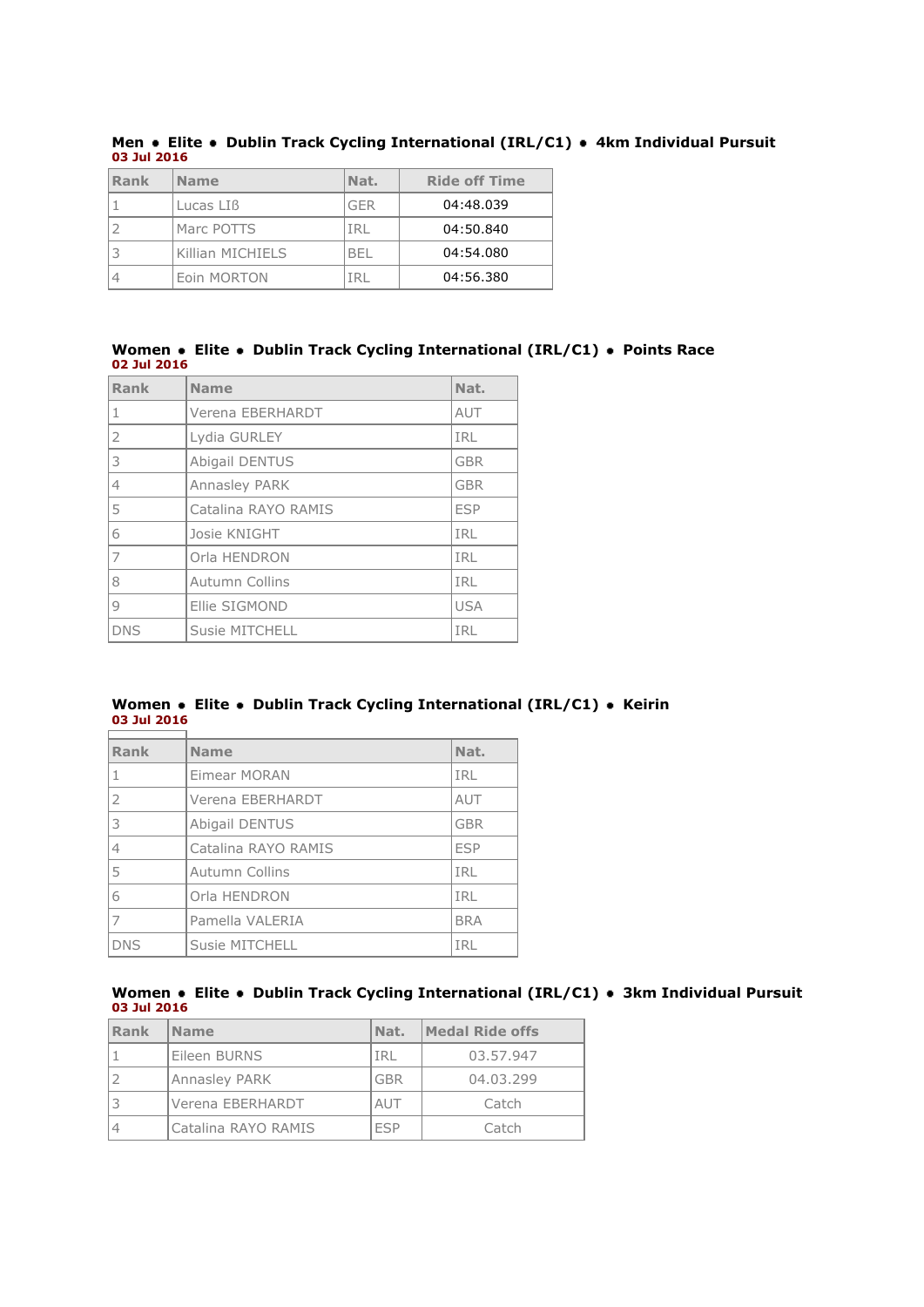**Men • Elite • Dublin Track Cycling International (IRL/C1) • 4km Individual Pursuit**
**03 Jul 2016**

| Rank | Name | Nat. | Ride off Time |
|---|---|---|---|
| 1 | Lucas LIß | GER | 04:48.039 |
| 2 | Marc POTTS | IRL | 04:50.840 |
| 3 | Killian MICHIELS | BEL | 04:54.080 |
| 4 | Eoin MORTON | IRL | 04:56.380 |

**Women • Elite • Dublin Track Cycling International (IRL/C1) • Points Race**
**02 Jul 2016**

| Rank | Name | Nat. |
|---|---|---|
| 1 | Verena EBERHARDT | AUT |
| 2 | Lydia GURLEY | IRL |
| 3 | Abigail DENTUS | GBR |
| 4 | Annasley PARK | GBR |
| 5 | Catalina RAYO RAMIS | ESP |
| 6 | Josie KNIGHT | IRL |
| 7 | Orla HENDRON | IRL |
| 8 | Autumn Collins | IRL |
| 9 | Ellie SIGMOND | USA |
| DNS | Susie MITCHELL | IRL |

**Women • Elite • Dublin Track Cycling International (IRL/C1) • Keirin**
**03 Jul 2016**

| Rank | Name | Nat. |
|---|---|---|
| 1 | Eimear MORAN | IRL |
| 2 | Verena EBERHARDT | AUT |
| 3 | Abigail DENTUS | GBR |
| 4 | Catalina RAYO RAMIS | ESP |
| 5 | Autumn Collins | IRL |
| 6 | Orla HENDRON | IRL |
| 7 | Pamella VALERIA | BRA |
| DNS | Susie MITCHELL | IRL |

**Women • Elite • Dublin Track Cycling International (IRL/C1) • 3km Individual Pursuit**
**03 Jul 2016**

| Rank | Name | Nat. | Medal Ride offs |
|---|---|---|---|
| 1 | Eileen BURNS | IRL | 03.57.947 |
| 2 | Annasley PARK | GBR | 04.03.299 |
| 3 | Verena EBERHARDT | AUT | Catch |
| 4 | Catalina RAYO RAMIS | ESP | Catch |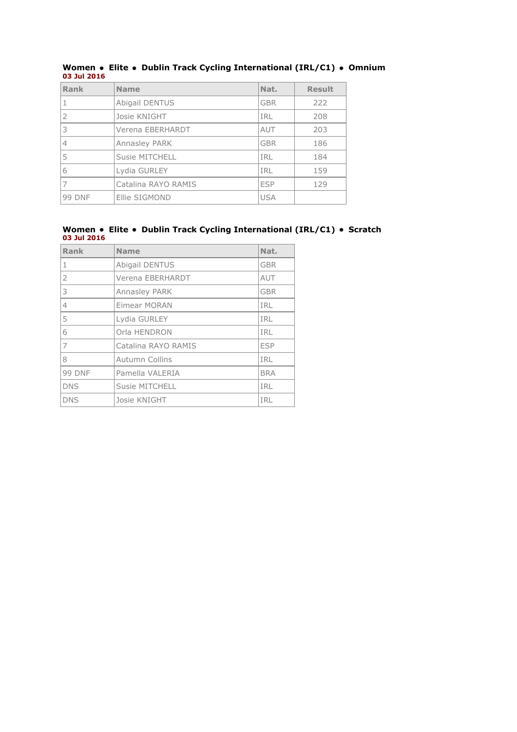**Women • Elite • Dublin Track Cycling International (IRL/C1) • Omnium**
**03 Jul 2016**

| Rank | Name | Nat. | Result |
|---|---|---|---|
| 1 | Abigail DENTUS | GBR | 222 |
| 2 | Josie KNIGHT | IRL | 208 |
| 3 | Verena EBERHARDT | AUT | 203 |
| 4 | Annasley PARK | GBR | 186 |
| 5 | Susie MITCHELL | IRL | 184 |
| 6 | Lydia GURLEY | IRL | 159 |
| 7 | Catalina RAYO RAMIS | ESP | 129 |
| 99 DNF | Ellie SIGMOND | USA | |

**Women • Elite • Dublin Track Cycling International (IRL/C1) • Scratch**
**03 Jul 2016**

| Rank | Name | Nat. |
|---|---|---|
| 1 | Abigail DENTUS | GBR |
| 2 | Verena EBERHARDT | AUT |
| 3 | Annasley PARK | GBR |
| 4 | Eimear MORAN | IRL |
| 5 | Lydia GURLEY | IRL |
| 6 | Orla HENDRON | IRL |
| 7 | Catalina RAYO RAMIS | ESP |
| 8 | Autumn Collins | IRL |
| 99 DNF | Pamella VALERIA | BRA |
| DNS | Susie MITCHELL | IRL |
| DNS | Josie KNIGHT | IRL |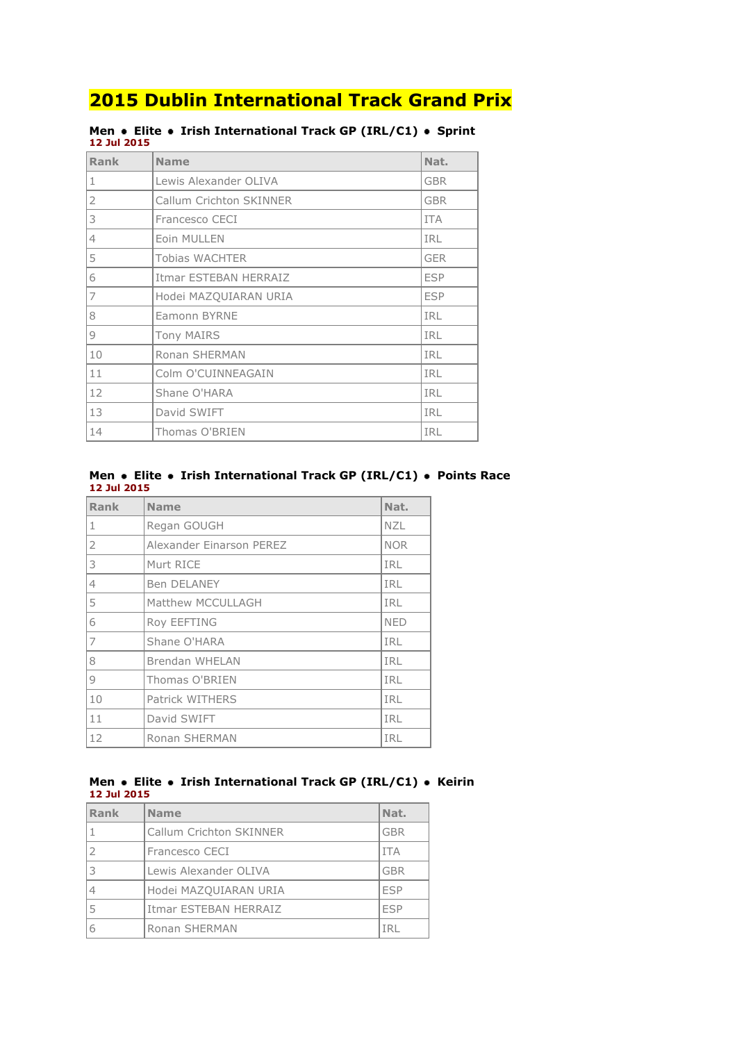# 2015 Dublin International Track Grand Prix

**Men • Elite • Irish International Track GP (IRL/C1) • Sprint**
**12 Jul 2015**

| Rank | Name | Nat. |
|---|---|---|
| 1 | Lewis Alexander OLIVA | GBR |
| 2 | Callum Crichton SKINNER | GBR |
| 3 | Francesco CECI | ITA |
| 4 | Eoin MULLEN | IRL |
| 5 | Tobias WACHTER | GER |
| 6 | Itmar ESTEBAN HERRAIZ | ESP |
| 7 | Hodei MAZQUIARAN URIA | ESP |
| 8 | Eamonn BYRNE | IRL |
| 9 | Tony MAIRS | IRL |
| 10 | Ronan SHERMAN | IRL |
| 11 | Colm O'CUINNEAGAIN | IRL |
| 12 | Shane O'HARA | IRL |
| 13 | David SWIFT | IRL |
| 14 | Thomas O'BRIEN | IRL |

**Men • Elite • Irish International Track GP (IRL/C1) • Points Race**
**12 Jul 2015**

| Rank | Name | Nat. |
|---|---|---|
| 1 | Regan GOUGH | NZL |
| 2 | Alexander Einarson PEREZ | NOR |
| 3 | Murt RICE | IRL |
| 4 | Ben DELANEY | IRL |
| 5 | Matthew MCCULLAGH | IRL |
| 6 | Roy EEFTING | NED |
| 7 | Shane O'HARA | IRL |
| 8 | Brendan WHELAN | IRL |
| 9 | Thomas O'BRIEN | IRL |
| 10 | Patrick WITHERS | IRL |
| 11 | David SWIFT | IRL |
| 12 | Ronan SHERMAN | IRL |

**Men • Elite • Irish International Track GP (IRL/C1) • Keirin**
**12 Jul 2015**

| Rank | Name | Nat. |
|---|---|---|
| 1 | Callum Crichton SKINNER | GBR |
| 2 | Francesco CECI | ITA |
| 3 | Lewis Alexander OLIVA | GBR |
| 4 | Hodei MAZQUIARAN URIA | ESP |
| 5 | Itmar ESTEBAN HERRAIZ | ESP |
| 6 | Ronan SHERMAN | IRL |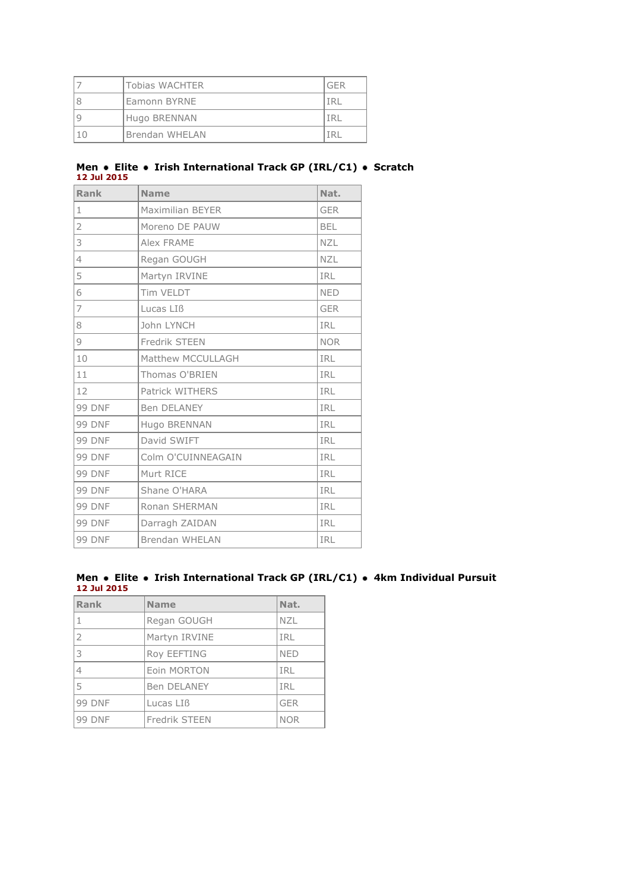| | | |
|---|---|---|
| 7 | Tobias WACHTER | GER |
| 8 | Eamonn BYRNE | IRL |
| 9 | Hugo BRENNAN | IRL |
| 10 | Brendan WHELAN | IRL |

**Men • Elite • Irish International Track GP (IRL/C1) • Scratch**
**12 Jul 2015**

| Rank | Name | Nat. |
|---|---|---|
| 1 | Maximilian BEYER | GER |
| 2 | Moreno DE PAUW | BEL |
| 3 | Alex FRAME | NZL |
| 4 | Regan GOUGH | NZL |
| 5 | Martyn IRVINE | IRL |
| 6 | Tim VELDT | NED |
| 7 | Lucas LIß | GER |
| 8 | John LYNCH | IRL |
| 9 | Fredrik STEEN | NOR |
| 10 | Matthew MCCULLAGH | IRL |
| 11 | Thomas O'BRIEN | IRL |
| 12 | Patrick WITHERS | IRL |
| 99 DNF | Ben DELANEY | IRL |
| 99 DNF | Hugo BRENNAN | IRL |
| 99 DNF | David SWIFT | IRL |
| 99 DNF | Colm O'CUINNEAGAIN | IRL |
| 99 DNF | Murt RICE | IRL |
| 99 DNF | Shane O'HARA | IRL |
| 99 DNF | Ronan SHERMAN | IRL |
| 99 DNF | Darragh ZAIDAN | IRL |
| 99 DNF | Brendan WHELAN | IRL |

**Men • Elite • Irish International Track GP (IRL/C1) • 4km Individual Pursuit**
**12 Jul 2015**

| Rank | Name | Nat. |
|---|---|---|
| 1 | Regan GOUGH | NZL |
| 2 | Martyn IRVINE | IRL |
| 3 | Roy EEFTING | NED |
| 4 | Eoin MORTON | IRL |
| 5 | Ben DELANEY | IRL |
| 99 DNF | Lucas LIß | GER |
| 99 DNF | Fredrik STEEN | NOR |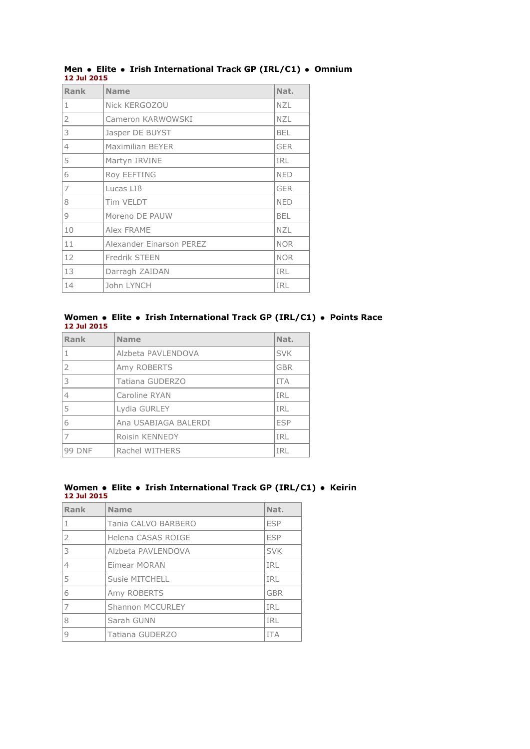**Men • Elite • Irish International Track GP (IRL/C1) • Omnium**
**12 Jul 2015**

| Rank | Name | Nat. |
|---|---|---|
| 1 | Nick KERGOZOU | NZL |
| 2 | Cameron KARWOWSKI | NZL |
| 3 | Jasper DE BUYST | BEL |
| 4 | Maximilian BEYER | GER |
| 5 | Martyn IRVINE | IRL |
| 6 | Roy EEFTING | NED |
| 7 | Lucas LIß | GER |
| 8 | Tim VELDT | NED |
| 9 | Moreno DE PAUW | BEL |
| 10 | Alex FRAME | NZL |
| 11 | Alexander Einarson PEREZ | NOR |
| 12 | Fredrik STEEN | NOR |
| 13 | Darragh ZAIDAN | IRL |
| 14 | John LYNCH | IRL |

**Women • Elite • Irish International Track GP (IRL/C1) • Points Race**
**12 Jul 2015**

| Rank | Name | Nat. |
|---|---|---|
| 1 | Alzbeta PAVLENDOVA | SVK |
| 2 | Amy ROBERTS | GBR |
| 3 | Tatiana GUDERZO | ITA |
| 4 | Caroline RYAN | IRL |
| 5 | Lydia GURLEY | IRL |
| 6 | Ana USABIAGA BALERDI | ESP |
| 7 | Roisin KENNEDY | IRL |
| 99 DNF | Rachel WITHERS | IRL |

**Women • Elite • Irish International Track GP (IRL/C1) • Keirin**
**12 Jul 2015**

| Rank | Name | Nat. |
|---|---|---|
| 1 | Tania CALVO BARBERO | ESP |
| 2 | Helena CASAS ROIGE | ESP |
| 3 | Alzbeta PAVLENDOVA | SVK |
| 4 | Eimear MORAN | IRL |
| 5 | Susie MITCHELL | IRL |
| 6 | Amy ROBERTS | GBR |
| 7 | Shannon MCCURLEY | IRL |
| 8 | Sarah GUNN | IRL |
| 9 | Tatiana GUDERZO | ITA |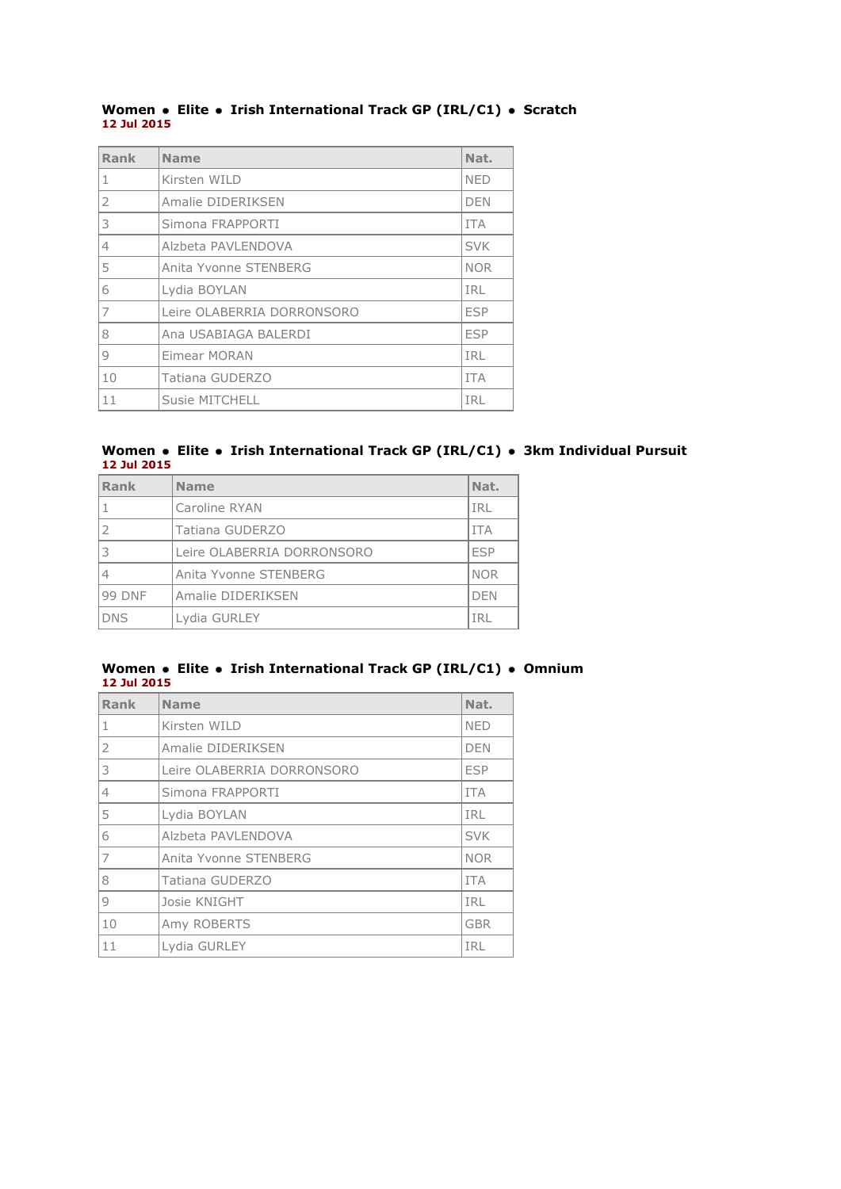**Women • Elite • Irish International Track GP (IRL/C1) • Scratch**
**12 Jul 2015**

| Rank | Name | Nat. |
|---|---|---|
| 1 | Kirsten WILD | NED |
| 2 | Amalie DIDERIKSEN | DEN |
| 3 | Simona FRAPPORTI | ITA |
| 4 | Alzbeta PAVLENDOVA | SVK |
| 5 | Anita Yvonne STENBERG | NOR |
| 6 | Lydia BOYLAN | IRL |
| 7 | Leire OLABERRIA DORRONSORO | ESP |
| 8 | Ana USABIAGA BALERDI | ESP |
| 9 | Eimear MORAN | IRL |
| 10 | Tatiana GUDERZO | ITA |
| 11 | Susie MITCHELL | IRL |

**Women • Elite • Irish International Track GP (IRL/C1) • 3km Individual Pursuit**
**12 Jul 2015**

| Rank | Name | Nat. |
|---|---|---|
| 1 | Caroline RYAN | IRL |
| 2 | Tatiana GUDERZO | ITA |
| 3 | Leire OLABERRIA DORRONSORO | ESP |
| 4 | Anita Yvonne STENBERG | NOR |
| 99 DNF | Amalie DIDERIKSEN | DEN |
| DNS | Lydia GURLEY | IRL |

**Women • Elite • Irish International Track GP (IRL/C1) • Omnium**
**12 Jul 2015**

| Rank | Name | Nat. |
|---|---|---|
| 1 | Kirsten WILD | NED |
| 2 | Amalie DIDERIKSEN | DEN |
| 3 | Leire OLABERRIA DORRONSORO | ESP |
| 4 | Simona FRAPPORTI | ITA |
| 5 | Lydia BOYLAN | IRL |
| 6 | Alzbeta PAVLENDOVA | SVK |
| 7 | Anita Yvonne STENBERG | NOR |
| 8 | Tatiana GUDERZO | ITA |
| 9 | Josie KNIGHT | IRL |
| 10 | Amy ROBERTS | GBR |
| 11 | Lydia GURLEY | IRL |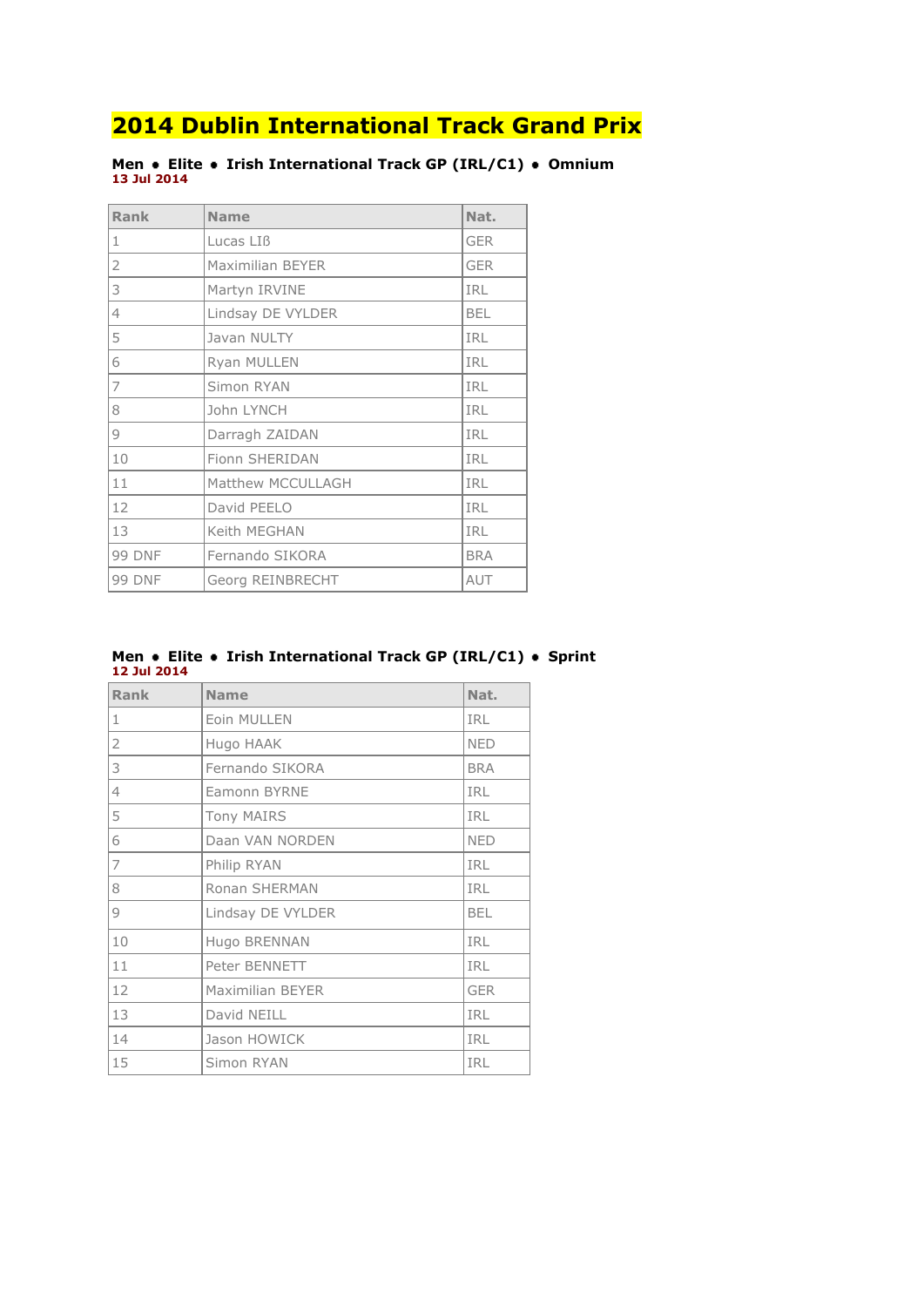# 2014 Dublin International Track Grand Prix

**Men • Elite • Irish International Track GP (IRL/C1) • Omnium**
**13 Jul 2014**

| Rank | Name | Nat. |
|---|---|---|
| 1 | Lucas LIß | GER |
| 2 | Maximilian BEYER | GER |
| 3 | Martyn IRVINE | IRL |
| 4 | Lindsay DE VYLDER | BEL |
| 5 | Javan NULTY | IRL |
| 6 | Ryan MULLEN | IRL |
| 7 | Simon RYAN | IRL |
| 8 | John LYNCH | IRL |
| 9 | Darragh ZAIDAN | IRL |
| 10 | Fionn SHERIDAN | IRL |
| 11 | Matthew MCCULLAGH | IRL |
| 12 | David PEELO | IRL |
| 13 | Keith MEGHAN | IRL |
| 99 DNF | Fernando SIKORA | BRA |
| 99 DNF | Georg REINBRECHT | AUT |

**Men • Elite • Irish International Track GP (IRL/C1) • Sprint**
**12 Jul 2014**

| Rank | Name | Nat. |
|---|---|---|
| 1 | Eoin MULLEN | IRL |
| 2 | Hugo HAAK | NED |
| 3 | Fernando SIKORA | BRA |
| 4 | Eamonn BYRNE | IRL |
| 5 | Tony MAIRS | IRL |
| 6 | Daan VAN NORDEN | NED |
| 7 | Philip RYAN | IRL |
| 8 | Ronan SHERMAN | IRL |
| 9 | Lindsay DE VYLDER | BEL |
| 10 | Hugo BRENNAN | IRL |
| 11 | Peter BENNETT | IRL |
| 12 | Maximilian BEYER | GER |
| 13 | David NEILL | IRL |
| 14 | Jason HOWICK | IRL |
| 15 | Simon RYAN | IRL |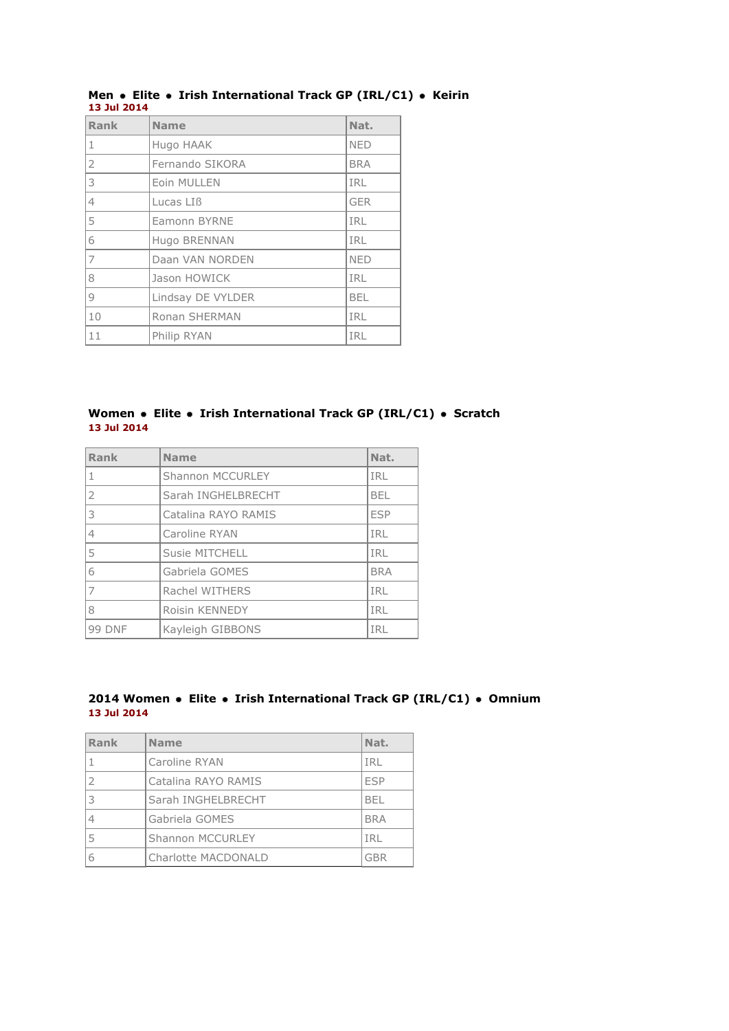**Men • Elite • Irish International Track GP (IRL/C1) • Keirin**
**13 Jul 2014**

| Rank | Name | Nat. |
|---|---|---|
| 1 | Hugo HAAK | NED |
| 2 | Fernando SIKORA | BRA |
| 3 | Eoin MULLEN | IRL |
| 4 | Lucas LIß | GER |
| 5 | Eamonn BYRNE | IRL |
| 6 | Hugo BRENNAN | IRL |
| 7 | Daan VAN NORDEN | NED |
| 8 | Jason HOWICK | IRL |
| 9 | Lindsay DE VYLDER | BEL |
| 10 | Ronan SHERMAN | IRL |
| 11 | Philip RYAN | IRL |

**Women • Elite • Irish International Track GP (IRL/C1) • Scratch**
**13 Jul 2014**

| Rank | Name | Nat. |
|---|---|---|
| 1 | Shannon MCCURLEY | IRL |
| 2 | Sarah INGHELBRECHT | BEL |
| 3 | Catalina RAYO RAMIS | ESP |
| 4 | Caroline RYAN | IRL |
| 5 | Susie MITCHELL | IRL |
| 6 | Gabriela GOMES | BRA |
| 7 | Rachel WITHERS | IRL |
| 8 | Roisin KENNEDY | IRL |
| 99 DNF | Kayleigh GIBBONS | IRL |

**2014 Women • Elite • Irish International Track GP (IRL/C1) • Omnium**
**13 Jul 2014**

| Rank | Name | Nat. |
|---|---|---|
| 1 | Caroline RYAN | IRL |
| 2 | Catalina RAYO RAMIS | ESP |
| 3 | Sarah INGHELBRECHT | BEL |
| 4 | Gabriela GOMES | BRA |
| 5 | Shannon MCCURLEY | IRL |
| 6 | Charlotte MACDONALD | GBR |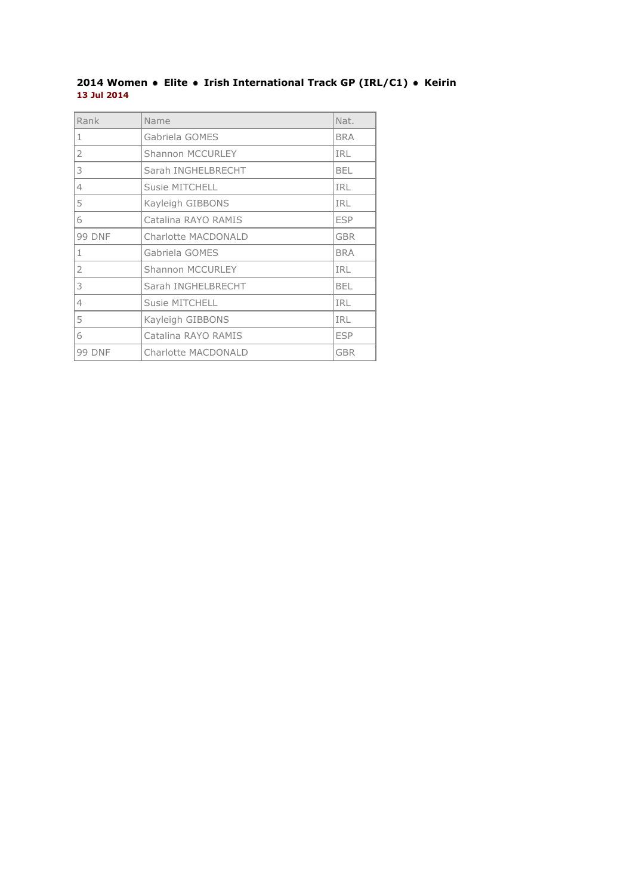**2014 Women • Elite • Irish International Track GP (IRL/C1) • Keirin**
**13 Jul 2014**

| Rank | Name | Nat. |
|---|---|---|
| 1 | Gabriela GOMES | BRA |
| 2 | Shannon MCCURLEY | IRL |
| 3 | Sarah INGHELBRECHT | BEL |
| 4 | Susie MITCHELL | IRL |
| 5 | Kayleigh GIBBONS | IRL |
| 6 | Catalina RAYO RAMIS | ESP |
| 99 DNF | Charlotte MACDONALD | GBR |
| 1 | Gabriela GOMES | BRA |
| 2 | Shannon MCCURLEY | IRL |
| 3 | Sarah INGHELBRECHT | BEL |
| 4 | Susie MITCHELL | IRL |
| 5 | Kayleigh GIBBONS | IRL |
| 6 | Catalina RAYO RAMIS | ESP |
| 99 DNF | Charlotte MACDONALD | GBR |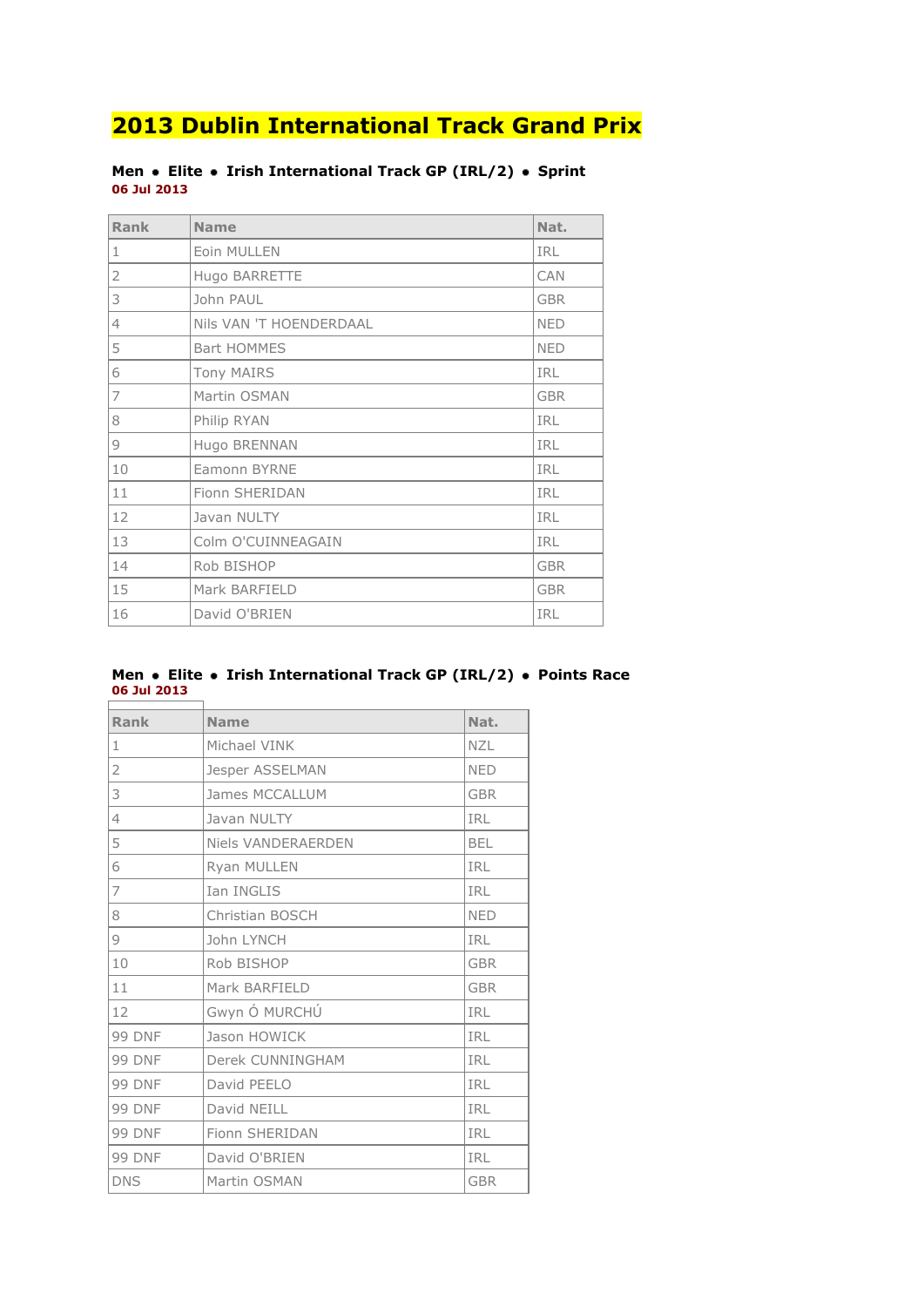# 2013 Dublin International Track Grand Prix

### Men • Elite • Irish International Track GP (IRL/2) • Sprint

**06 Jul 2013**

| Rank | Name | Nat. |
|---|---|---|
| 1 | Eoin MULLEN | IRL |
| 2 | Hugo BARRETTE | CAN |
| 3 | John PAUL | GBR |
| 4 | Nils VAN 'T HOENDERDAAL | NED |
| 5 | Bart HOMMES | NED |
| 6 | Tony MAIRS | IRL |
| 7 | Martin OSMAN | GBR |
| 8 | Philip RYAN | IRL |
| 9 | Hugo BRENNAN | IRL |
| 10 | Eamonn BYRNE | IRL |
| 11 | Fionn SHERIDAN | IRL |
| 12 | Javan NULTY | IRL |
| 13 | Colm O'CUINNEAGAIN | IRL |
| 14 | Rob BISHOP | GBR |
| 15 | Mark BARFIELD | GBR |
| 16 | David O'BRIEN | IRL |

### Men • Elite • Irish International Track GP (IRL/2) • Points Race

**06 Jul 2013**

| Rank | Name | Nat. |
|---|---|---|
| 1 | Michael VINK | NZL |
| 2 | Jesper ASSELMAN | NED |
| 3 | James MCCALLUM | GBR |
| 4 | Javan NULTY | IRL |
| 5 | Niels VANDERAERDEN | BEL |
| 6 | Ryan MULLEN | IRL |
| 7 | Ian INGLIS | IRL |
| 8 | Christian BOSCH | NED |
| 9 | John LYNCH | IRL |
| 10 | Rob BISHOP | GBR |
| 11 | Mark BARFIELD | GBR |
| 12 | Gwyn Ó MURCHÚ | IRL |
| 99 DNF | Jason HOWICK | IRL |
| 99 DNF | Derek CUNNINGHAM | IRL |
| 99 DNF | David PEELO | IRL |
| 99 DNF | David NEILL | IRL |
| 99 DNF | Fionn SHERIDAN | IRL |
| 99 DNF | David O'BRIEN | IRL |
| DNS | Martin OSMAN | GBR |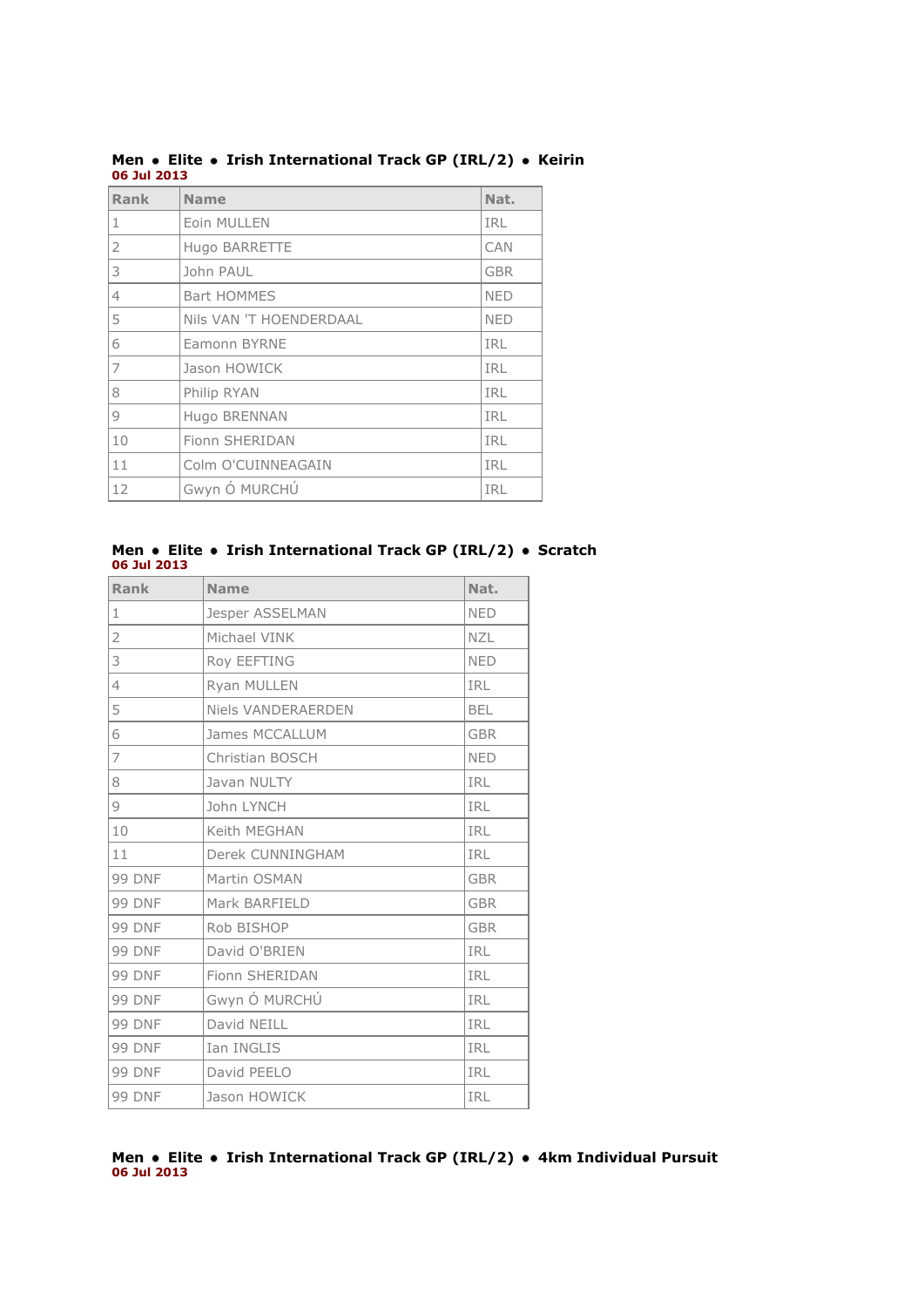**Men • Elite • Irish International Track GP (IRL/2) • Keirin**
**06 Jul 2013**

| Rank | Name | Nat. |
|---|---|---|
| 1 | Eoin MULLEN | IRL |
| 2 | Hugo BARRETTE | CAN |
| 3 | John PAUL | GBR |
| 4 | Bart HOMMES | NED |
| 5 | Nils VAN 'T HOENDERDAAL | NED |
| 6 | Eamonn BYRNE | IRL |
| 7 | Jason HOWICK | IRL |
| 8 | Philip RYAN | IRL |
| 9 | Hugo BRENNAN | IRL |
| 10 | Fionn SHERIDAN | IRL |
| 11 | Colm O'CUINNEAGAIN | IRL |
| 12 | Gwyn Ó MURCHÚ | IRL |

**Men • Elite • Irish International Track GP (IRL/2) • Scratch**
**06 Jul 2013**

| Rank | Name | Nat. |
|---|---|---|
| 1 | Jesper ASSELMAN | NED |
| 2 | Michael VINK | NZL |
| 3 | Roy EEFTING | NED |
| 4 | Ryan MULLEN | IRL |
| 5 | Niels VANDERAERDEN | BEL |
| 6 | James MCCALLUM | GBR |
| 7 | Christian BOSCH | NED |
| 8 | Javan NULTY | IRL |
| 9 | John LYNCH | IRL |
| 10 | Keith MEGHAN | IRL |
| 11 | Derek CUNNINGHAM | IRL |
| 99 DNF | Martin OSMAN | GBR |
| 99 DNF | Mark BARFIELD | GBR |
| 99 DNF | Rob BISHOP | GBR |
| 99 DNF | David O'BRIEN | IRL |
| 99 DNF | Fionn SHERIDAN | IRL |
| 99 DNF | Gwyn Ó MURCHÚ | IRL |
| 99 DNF | David NEILL | IRL |
| 99 DNF | Ian INGLIS | IRL |
| 99 DNF | David PEELO | IRL |
| 99 DNF | Jason HOWICK | IRL |

**Men • Elite • Irish International Track GP (IRL/2) • 4km Individual Pursuit**
**06 Jul 2013**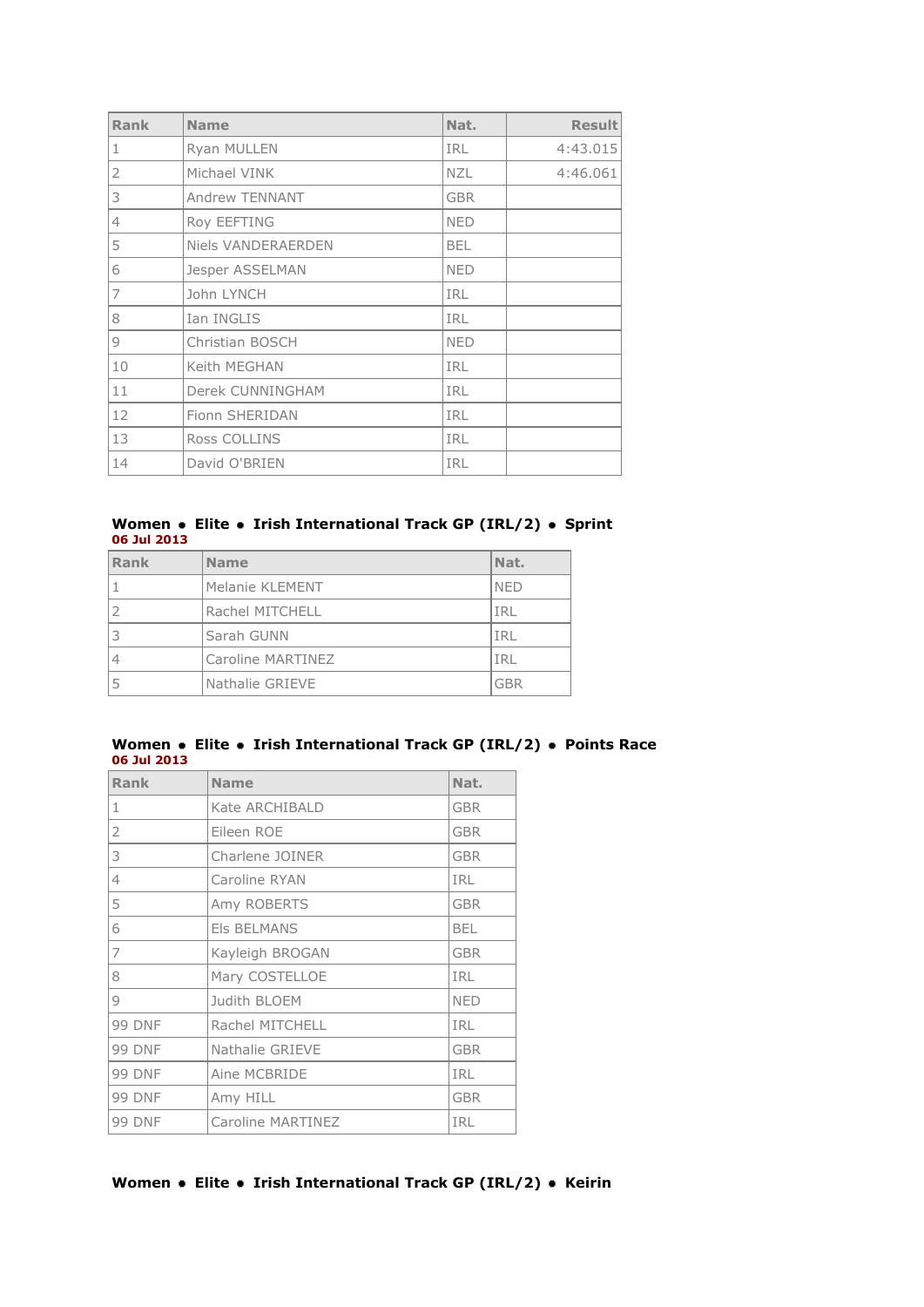| Rank | Name | Nat. | Result |
|---|---|---|---|
| 1 | Ryan MULLEN | IRL | 4:43.015 |
| 2 | Michael VINK | NZL | 4:46.061 |
| 3 | Andrew TENNANT | GBR | |
| 4 | Roy EEFTING | NED | |
| 5 | Niels VANDERAERDEN | BEL | |
| 6 | Jesper ASSELMAN | NED | |
| 7 | John LYNCH | IRL | |
| 8 | Ian INGLIS | IRL | |
| 9 | Christian BOSCH | NED | |
| 10 | Keith MEGHAN | IRL | |
| 11 | Derek CUNNINGHAM | IRL | |
| 12 | Fionn SHERIDAN | IRL | |
| 13 | Ross COLLINS | IRL | |
| 14 | David O'BRIEN | IRL | |

**Women • Elite • Irish International Track GP (IRL/2) • Sprint**
**06 Jul 2013**

| Rank | Name | Nat. |
|---|---|---|
| 1 | Melanie KLEMENT | NED |
| 2 | Rachel MITCHELL | IRL |
| 3 | Sarah GUNN | IRL |
| 4 | Caroline MARTINEZ | IRL |
| 5 | Nathalie GRIEVE | GBR |

**Women • Elite • Irish International Track GP (IRL/2) • Points Race**
**06 Jul 2013**

| Rank | Name | Nat. |
|---|---|---|
| 1 | Kate ARCHIBALD | GBR |
| 2 | Eileen ROE | GBR |
| 3 | Charlene JOINER | GBR |
| 4 | Caroline RYAN | IRL |
| 5 | Amy ROBERTS | GBR |
| 6 | Els BELMANS | BEL |
| 7 | Kayleigh BROGAN | GBR |
| 8 | Mary COSTELLOE | IRL |
| 9 | Judith BLOEM | NED |
| 99 DNF | Rachel MITCHELL | IRL |
| 99 DNF | Nathalie GRIEVE | GBR |
| 99 DNF | Aine MCBRIDE | IRL |
| 99 DNF | Amy HILL | GBR |
| 99 DNF | Caroline MARTINEZ | IRL |

**Women • Elite • Irish International Track GP (IRL/2) • Keirin**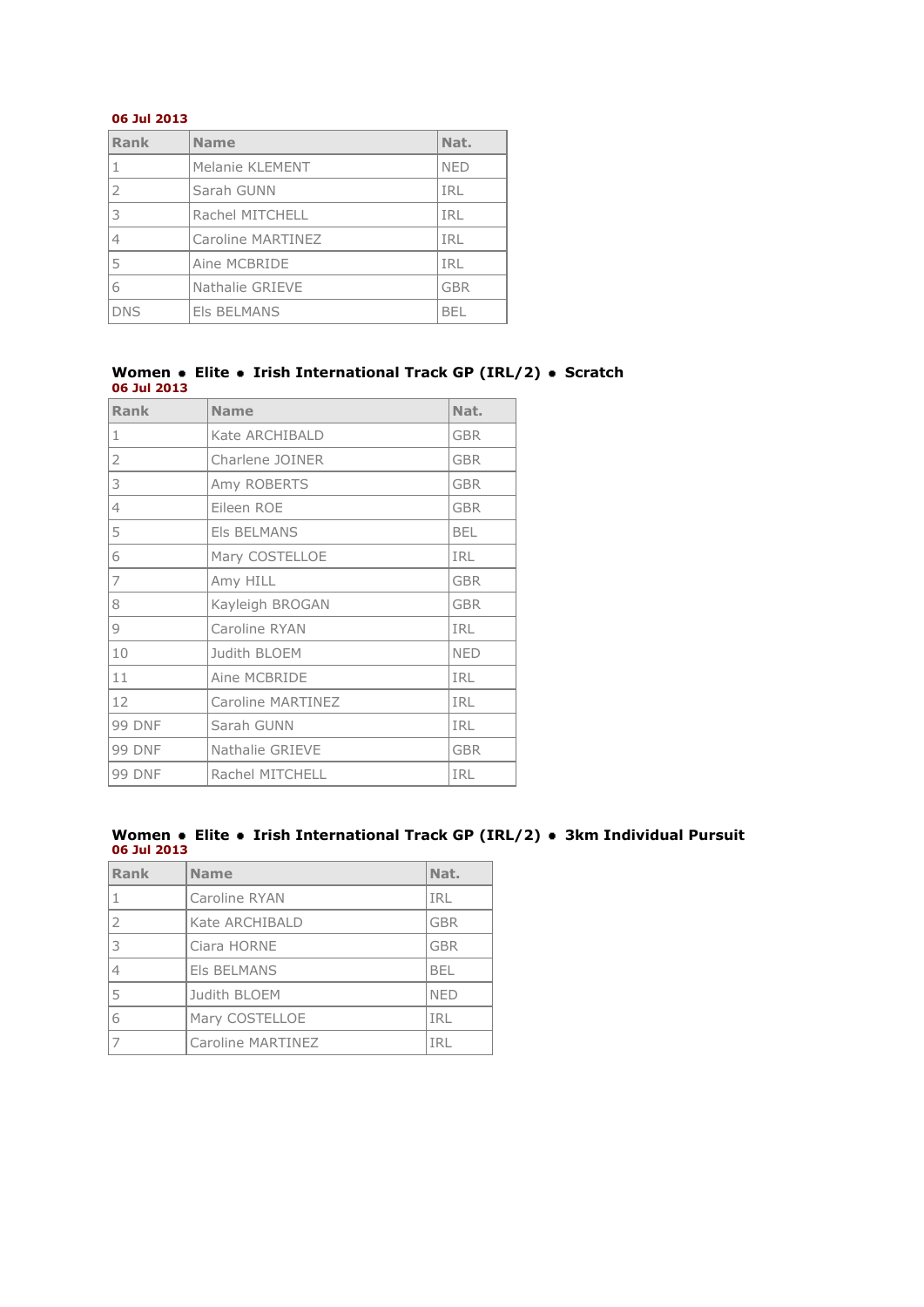**06 Jul 2013**

| Rank | Name | Nat. |
|---|---|---|
| 1 | Melanie KLEMENT | NED |
| 2 | Sarah GUNN | IRL |
| 3 | Rachel MITCHELL | IRL |
| 4 | Caroline MARTINEZ | IRL |
| 5 | Aine MCBRIDE | IRL |
| 6 | Nathalie GRIEVE | GBR |
| DNS | Els BELMANS | BEL |

### Women • Elite • Irish International Track GP (IRL/2) • Scratch

**06 Jul 2013**

| Rank | Name | Nat. |
|---|---|---|
| 1 | Kate ARCHIBALD | GBR |
| 2 | Charlene JOINER | GBR |
| 3 | Amy ROBERTS | GBR |
| 4 | Eileen ROE | GBR |
| 5 | Els BELMANS | BEL |
| 6 | Mary COSTELLOE | IRL |
| 7 | Amy HILL | GBR |
| 8 | Kayleigh BROGAN | GBR |
| 9 | Caroline RYAN | IRL |
| 10 | Judith BLOEM | NED |
| 11 | Aine MCBRIDE | IRL |
| 12 | Caroline MARTINEZ | IRL |
| 99 DNF | Sarah GUNN | IRL |
| 99 DNF | Nathalie GRIEVE | GBR |
| 99 DNF | Rachel MITCHELL | IRL |

### Women • Elite • Irish International Track GP (IRL/2) • 3km Individual Pursuit

**06 Jul 2013**

| Rank | Name | Nat. |
|---|---|---|
| 1 | Caroline RYAN | IRL |
| 2 | Kate ARCHIBALD | GBR |
| 3 | Ciara HORNE | GBR |
| 4 | Els BELMANS | BEL |
| 5 | Judith BLOEM | NED |
| 6 | Mary COSTELLOE | IRL |
| 7 | Caroline MARTINEZ | IRL |